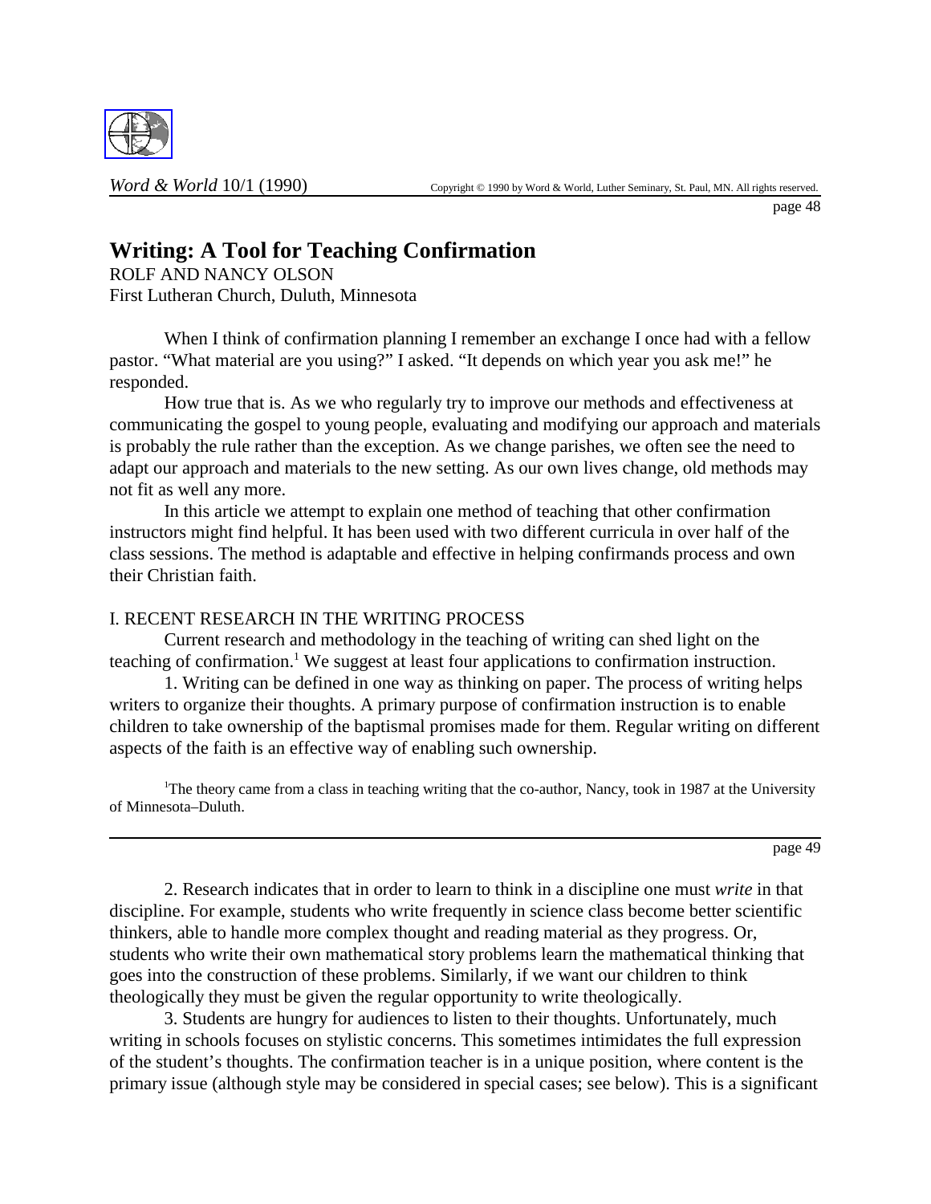# Writing: A Tool for Teaching Confirmation

ROLF AND NANCY OLSON
First Lutheran Church, Duluth, Minnesota

When I think of confirmation planning I remember an exchange I once had with a fellow pastor. "What material are you using?" I asked. "It depends on which year you ask me!" he responded.

How true that is. As we who regularly try to improve our methods and effectiveness at communicating the gospel to young people, evaluating and modifying our approach and materials is probably the rule rather than the exception. As we change parishes, we often see the need to adapt our approach and materials to the new setting. As our own lives change, old methods may not fit as well any more.

In this article we attempt to explain one method of teaching that other confirmation instructors might find helpful. It has been used with two different curricula in over half of the class sessions. The method is adaptable and effective in helping confirmands process and own their Christian faith.

## I. RECENT RESEARCH IN THE WRITING PROCESS

Current research and methodology in the teaching of writing can shed light on the teaching of confirmation.[1] We suggest at least four applications to confirmation instruction.

1. Writing can be defined in one way as thinking on paper. The process of writing helps writers to organize their thoughts. A primary purpose of confirmation instruction is to enable children to take ownership of the baptismal promises made for them. Regular writing on different aspects of the faith is an effective way of enabling such ownership.

[1]The theory came from a class in teaching writing that the co-author, Nancy, took in 1987 at the University of Minnesota–Duluth.

2. Research indicates that in order to learn to think in a discipline one must *write* in that discipline. For example, students who write frequently in science class become better scientific thinkers, able to handle more complex thought and reading material as they progress. Or, students who write their own mathematical story problems learn the mathematical thinking that goes into the construction of these problems. Similarly, if we want our children to think theologically they must be given the regular opportunity to write theologically.

3. Students are hungry for audiences to listen to their thoughts. Unfortunately, much writing in schools focuses on stylistic concerns. This sometimes intimidates the full expression of the student's thoughts. The confirmation teacher is in a unique position, where content is the primary issue (although style may be considered in special cases; see below). This is a significant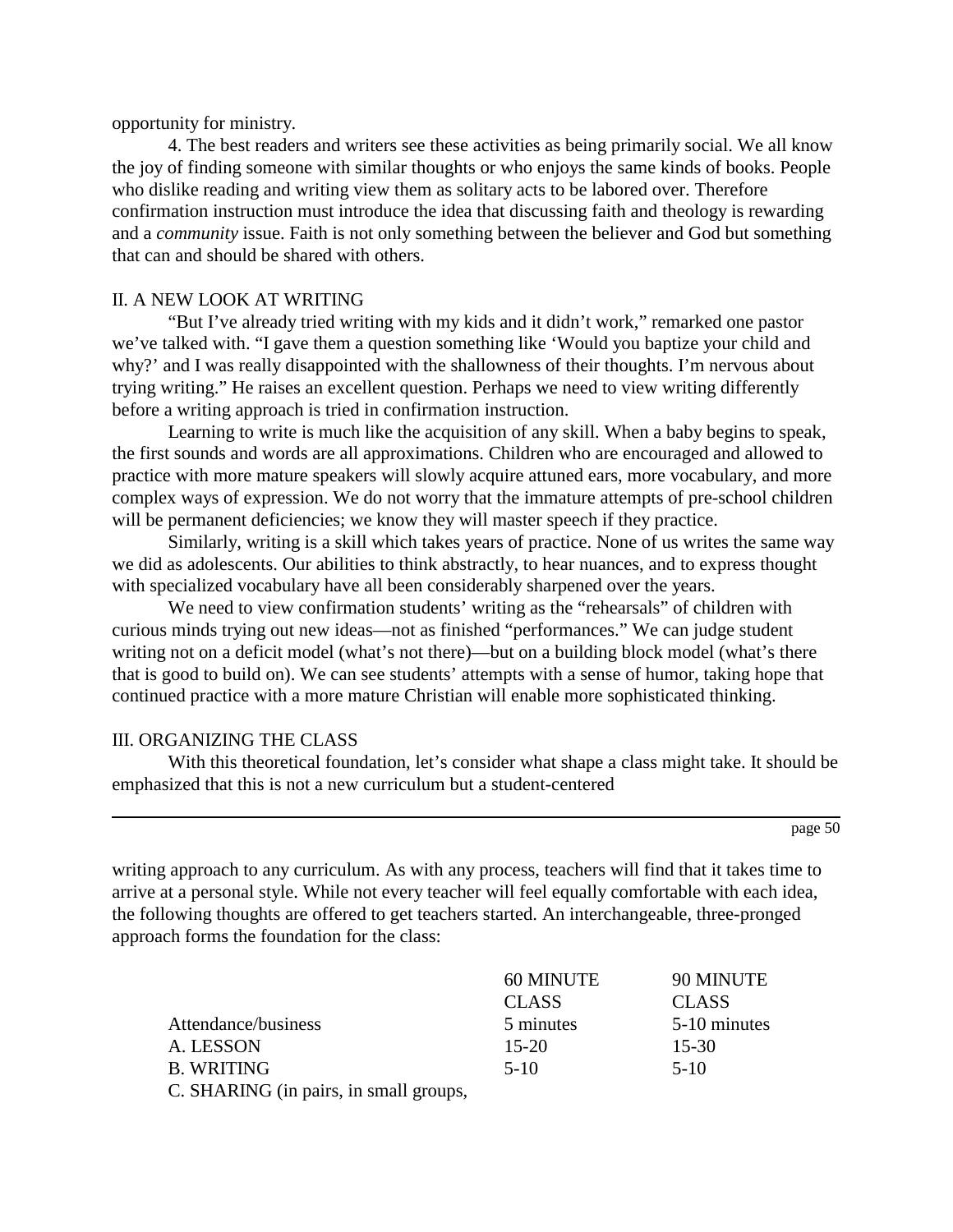opportunity for ministry.

4. The best readers and writers see these activities as being primarily social. We all know the joy of finding someone with similar thoughts or who enjoys the same kinds of books. People who dislike reading and writing view them as solitary acts to be labored over. Therefore confirmation instruction must introduce the idea that discussing faith and theology is rewarding and a *community* issue. Faith is not only something between the believer and God but something that can and should be shared with others.

## II. A NEW LOOK AT WRITING

"But I've already tried writing with my kids and it didn't work," remarked one pastor we've talked with. "I gave them a question something like 'Would you baptize your child and why?' and I was really disappointed with the shallowness of their thoughts. I'm nervous about trying writing." He raises an excellent question. Perhaps we need to view writing differently before a writing approach is tried in confirmation instruction.

Learning to write is much like the acquisition of any skill. When a baby begins to speak, the first sounds and words are all approximations. Children who are encouraged and allowed to practice with more mature speakers will slowly acquire attuned ears, more vocabulary, and more complex ways of expression. We do not worry that the immature attempts of pre-school children will be permanent deficiencies; we know they will master speech if they practice.

Similarly, writing is a skill which takes years of practice. None of us writes the same way we did as adolescents. Our abilities to think abstractly, to hear nuances, and to express thought with specialized vocabulary have all been considerably sharpened over the years.

We need to view confirmation students' writing as the "rehearsals" of children with curious minds trying out new ideas—not as finished "performances." We can judge student writing not on a deficit model (what's not there)—but on a building block model (what's there that is good to build on). We can see students' attempts with a sense of humor, taking hope that continued practice with a more mature Christian will enable more sophisticated thinking.

## III. ORGANIZING THE CLASS

With this theoretical foundation, let's consider what shape a class might take. It should be emphasized that this is not a new curriculum but a student-centered writing approach to any curriculum. As with any process, teachers will find that it takes time to arrive at a personal style. While not every teacher will feel equally comfortable with each idea, the following thoughts are offered to get teachers started. An interchangeable, three-pronged approach forms the foundation for the class:

| | 60 MINUTE CLASS | 90 MINUTE CLASS |
|---|---|---|
| Attendance/business | 5 minutes | 5-10 minutes |
| A. LESSON | 15-20 | 15-30 |
| B. WRITING | 5-10 | 5-10 |
| C. SHARING (in pairs, in small groups, | | |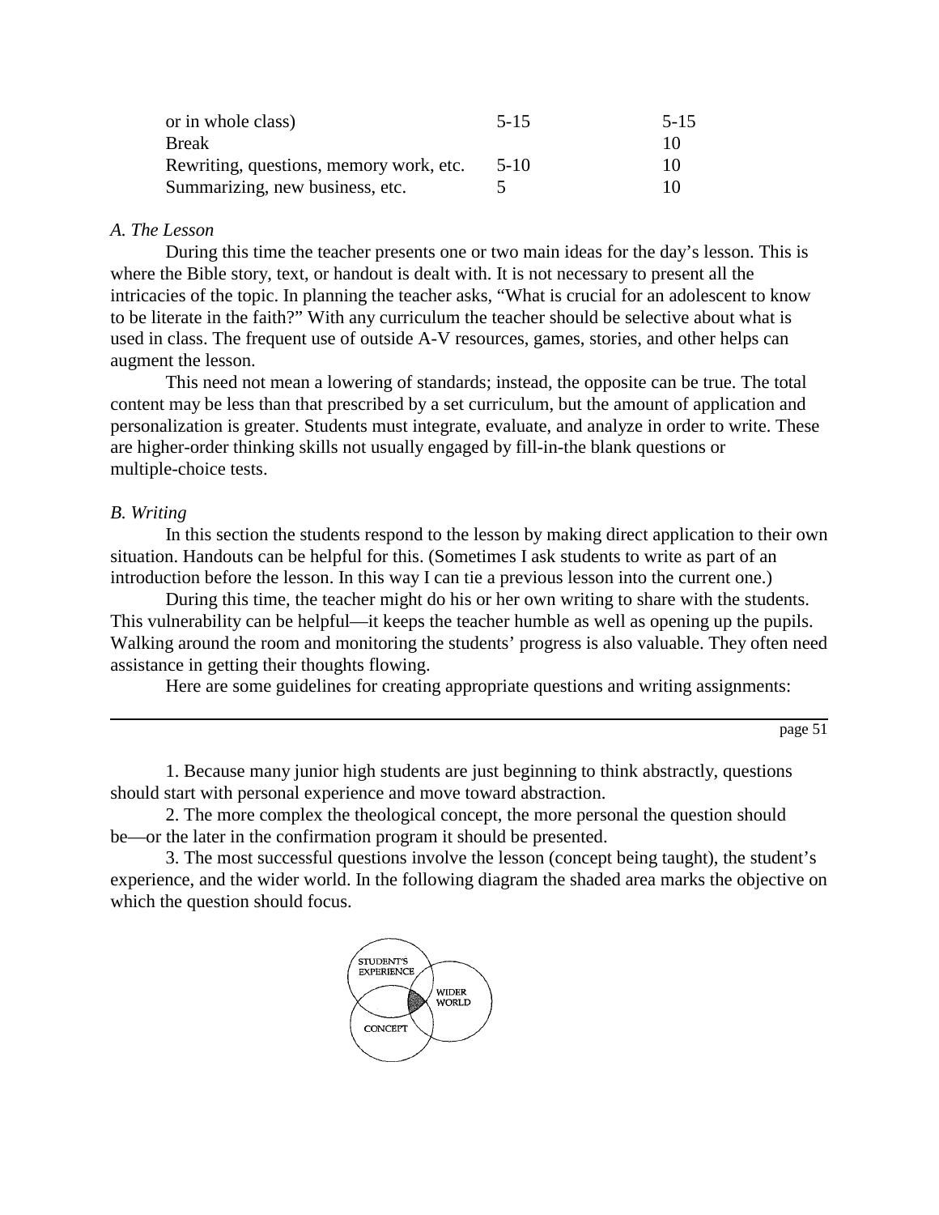| | | |
|---|---|---|
| or in whole class) | 5-15 | 5-15 |
| Break | | 10 |
| Rewriting, questions, memory work, etc. | 5-10 | 10 |
| Summarizing, new business, etc. | 5 | 10 |

*A. The Lesson*

During this time the teacher presents one or two main ideas for the day's lesson. This is where the Bible story, text, or handout is dealt with. It is not necessary to present all the intricacies of the topic. In planning the teacher asks, "What is crucial for an adolescent to know to be literate in the faith?" With any curriculum the teacher should be selective about what is used in class. The frequent use of outside A-V resources, games, stories, and other helps can augment the lesson.

This need not mean a lowering of standards; instead, the opposite can be true. The total content may be less than that prescribed by a set curriculum, but the amount of application and personalization is greater. Students must integrate, evaluate, and analyze in order to write. These are higher-order thinking skills not usually engaged by fill-in-the blank questions or multiple-choice tests.

*B. Writing*

In this section the students respond to the lesson by making direct application to their own situation. Handouts can be helpful for this. (Sometimes I ask students to write as part of an introduction before the lesson. In this way I can tie a previous lesson into the current one.)

During this time, the teacher might do his or her own writing to share with the students. This vulnerability can be helpful—it keeps the teacher humble as well as opening up the pupils. Walking around the room and monitoring the students' progress is also valuable. They often need assistance in getting their thoughts flowing.

Here are some guidelines for creating appropriate questions and writing assignments:

1. Because many junior high students are just beginning to think abstractly, questions should start with personal experience and move toward abstraction.

2. The more complex the theological concept, the more personal the question should be—or the later in the confirmation program it should be presented.

3. The most successful questions involve the lesson (concept being taught), the student's experience, and the wider world. In the following diagram the shaded area marks the objective on which the question should focus.

STUDENT'S EXPERIENCE

WIDER WORLD

CONCEPT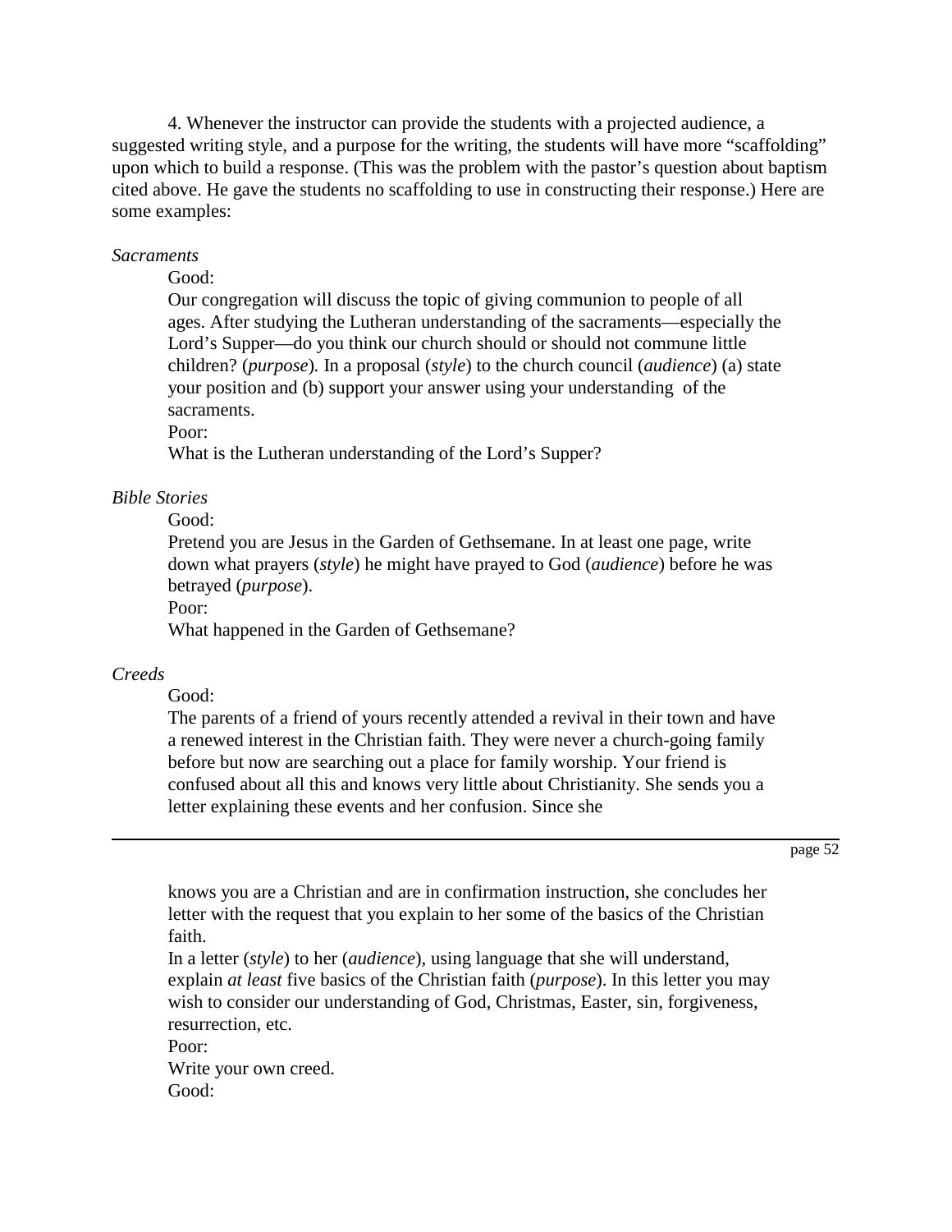4. Whenever the instructor can provide the students with a projected audience, a suggested writing style, and a purpose for the writing, the students will have more “scaffolding” upon which to build a response. (This was the problem with the pastor’s question about baptism cited above. He gave the students no scaffolding to use in constructing their response.) Here are some examples:

*Sacraments*

Good:

Our congregation will discuss the topic of giving communion to people of all ages. After studying the Lutheran understanding of the sacraments—especially the Lord’s Supper—do you think our church should or should not commune little children? (*purpose*). In a proposal (*style*) to the church council (*audience*) (a) state your position and (b) support your answer using your understanding of the sacraments.

Poor:

What is the Lutheran understanding of the Lord’s Supper?

*Bible Stories*

Good:

Pretend you are Jesus in the Garden of Gethsemane. In at least one page, write down what prayers (*style*) he might have prayed to God (*audience*) before he was betrayed (*purpose*).

Poor:

What happened in the Garden of Gethsemane?

*Creeds*

Good:

The parents of a friend of yours recently attended a revival in their town and have a renewed interest in the Christian faith. They were never a church-going family before but now are searching out a place for family worship. Your friend is confused about all this and knows very little about Christianity. She sends you a letter explaining these events and her confusion. Since she knows you are a Christian and are in confirmation instruction, she concludes her letter with the request that you explain to her some of the basics of the Christian faith.

In a letter (*style*) to her (*audience*), using language that she will understand, explain *at least* five basics of the Christian faith (*purpose*). In this letter you may wish to consider our understanding of God, Christmas, Easter, sin, forgiveness, resurrection, etc.

Poor:

Write your own creed.

Good: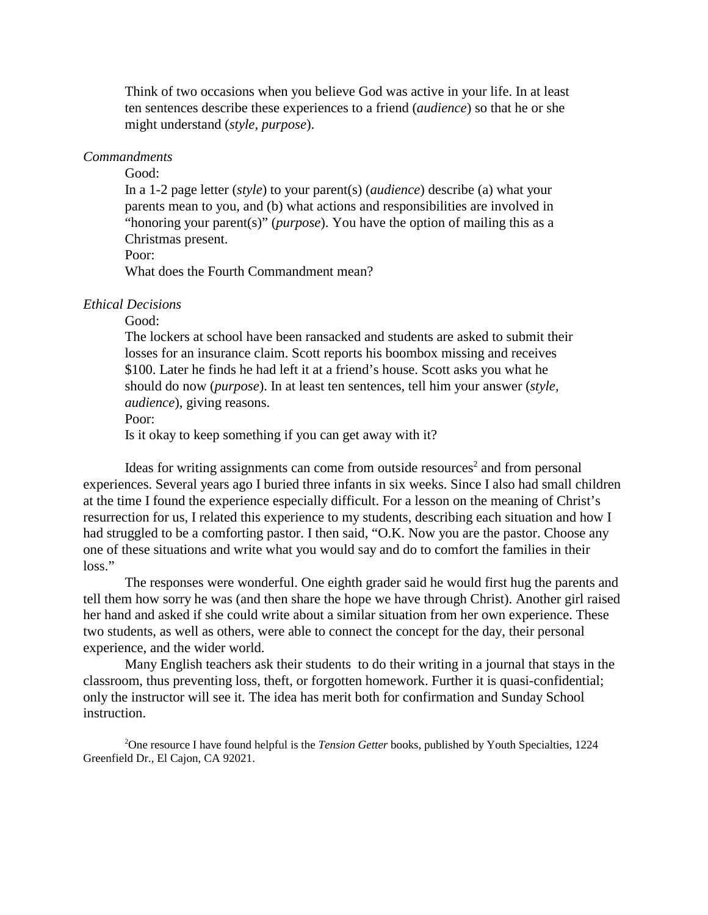Think of two occasions when you believe God was active in your life. In at least ten sentences describe these experiences to a friend (*audience*) so that he or she might understand (*style, purpose*).

*Commandments*

Good:

In a 1-2 page letter (*style*) to your parent(s) (*audience*) describe (a) what your parents mean to you, and (b) what actions and responsibilities are involved in "honoring your parent(s)" (*purpose*). You have the option of mailing this as a Christmas present.

Poor:

What does the Fourth Commandment mean?

*Ethical Decisions*

Good:

The lockers at school have been ransacked and students are asked to submit their losses for an insurance claim. Scott reports his boombox missing and receives $100. Later he finds he had left it at a friend's house. Scott asks you what he should do now (*purpose*). In at least ten sentences, tell him your answer (*style, audience*), giving reasons.

Poor:

Is it okay to keep something if you can get away with it?

Ideas for writing assignments can come from outside resources[2] and from personal experiences. Several years ago I buried three infants in six weeks. Since I also had small children at the time I found the experience especially difficult. For a lesson on the meaning of Christ's resurrection for us, I related this experience to my students, describing each situation and how I had struggled to be a comforting pastor. I then said, "O.K. Now you are the pastor. Choose any one of these situations and write what you would say and do to comfort the families in their loss."

The responses were wonderful. One eighth grader said he would first hug the parents and tell them how sorry he was (and then share the hope we have through Christ). Another girl raised her hand and asked if she could write about a similar situation from her own experience. These two students, as well as others, were able to connect the concept for the day, their personal experience, and the wider world.

Many English teachers ask their students to do their writing in a journal that stays in the classroom, thus preventing loss, theft, or forgotten homework. Further it is quasi-confidential; only the instructor will see it. The idea has merit both for confirmation and Sunday School instruction.

[2] One resource I have found helpful is the *Tension Getter* books, published by Youth Specialties, 1224 Greenfield Dr., El Cajon, CA 92021.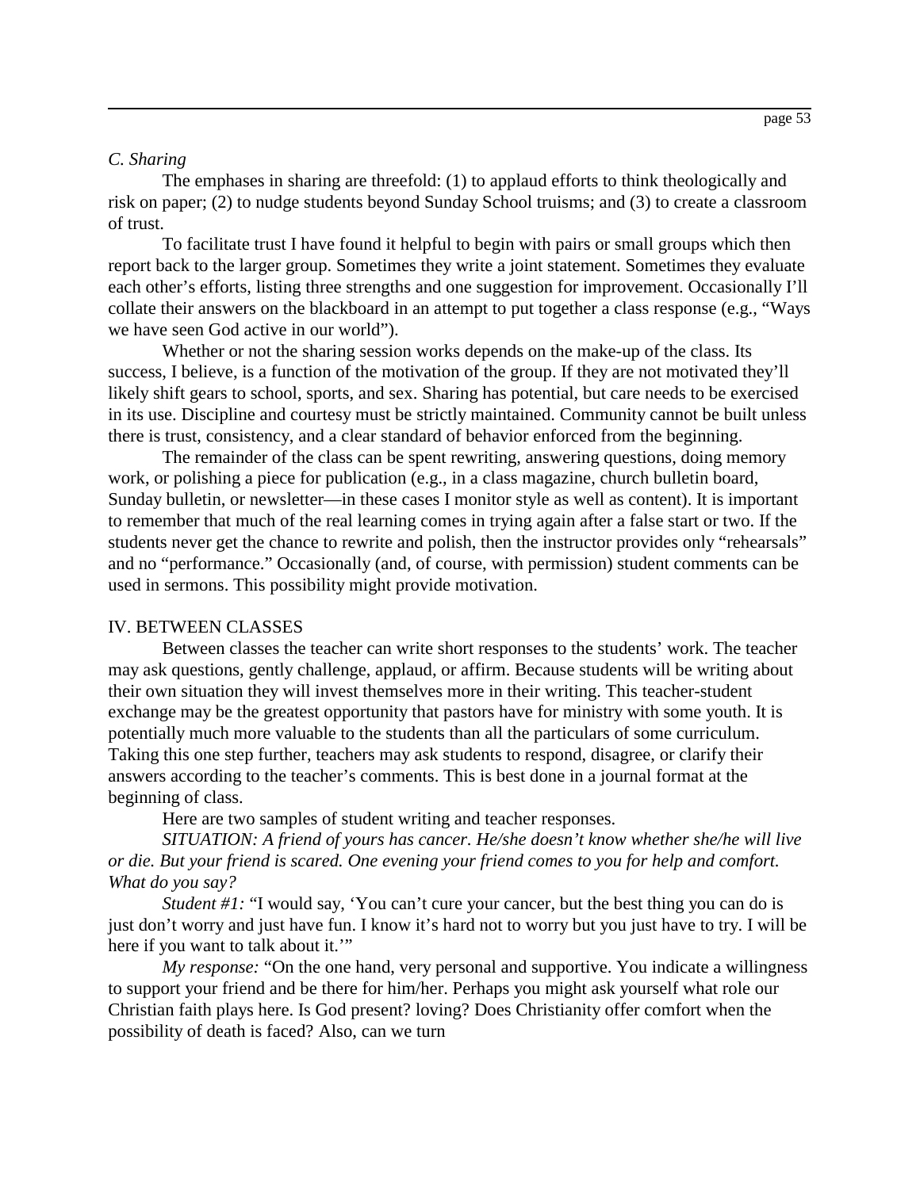### *C. Sharing*

The emphases in sharing are threefold: (1) to applaud efforts to think theologically and risk on paper; (2) to nudge students beyond Sunday School truisms; and (3) to create a classroom of trust.

To facilitate trust I have found it helpful to begin with pairs or small groups which then report back to the larger group. Sometimes they write a joint statement. Sometimes they evaluate each other's efforts, listing three strengths and one suggestion for improvement. Occasionally I'll collate their answers on the blackboard in an attempt to put together a class response (e.g., "Ways we have seen God active in our world").

Whether or not the sharing session works depends on the make-up of the class. Its success, I believe, is a function of the motivation of the group. If they are not motivated they'll likely shift gears to school, sports, and sex. Sharing has potential, but care needs to be exercised in its use. Discipline and courtesy must be strictly maintained. Community cannot be built unless there is trust, consistency, and a clear standard of behavior enforced from the beginning.

The remainder of the class can be spent rewriting, answering questions, doing memory work, or polishing a piece for publication (e.g., in a class magazine, church bulletin board, Sunday bulletin, or newsletter—in these cases I monitor style as well as content). It is important to remember that much of the real learning comes in trying again after a false start or two. If the students never get the chance to rewrite and polish, then the instructor provides only "rehearsals" and no "performance." Occasionally (and, of course, with permission) student comments can be used in sermons. This possibility might provide motivation.

## IV. BETWEEN CLASSES

Between classes the teacher can write short responses to the students' work. The teacher may ask questions, gently challenge, applaud, or affirm. Because students will be writing about their own situation they will invest themselves more in their writing. This teacher-student exchange may be the greatest opportunity that pastors have for ministry with some youth. It is potentially much more valuable to the students than all the particulars of some curriculum. Taking this one step further, teachers may ask students to respond, disagree, or clarify their answers according to the teacher's comments. This is best done in a journal format at the beginning of class.

Here are two samples of student writing and teacher responses.

*SITUATION: A friend of yours has cancer. He/she doesn't know whether she/he will live or die. But your friend is scared. One evening your friend comes to you for help and comfort. What do you say?*

*Student #1:* "I would say, 'You can't cure your cancer, but the best thing you can do is just don't worry and just have fun. I know it's hard not to worry but you just have to try. I will be here if you want to talk about it.'"

*My response:* "On the one hand, very personal and supportive. You indicate a willingness to support your friend and be there for him/her. Perhaps you might ask yourself what role our Christian faith plays here. Is God present? loving? Does Christianity offer comfort when the possibility of death is faced? Also, can we turn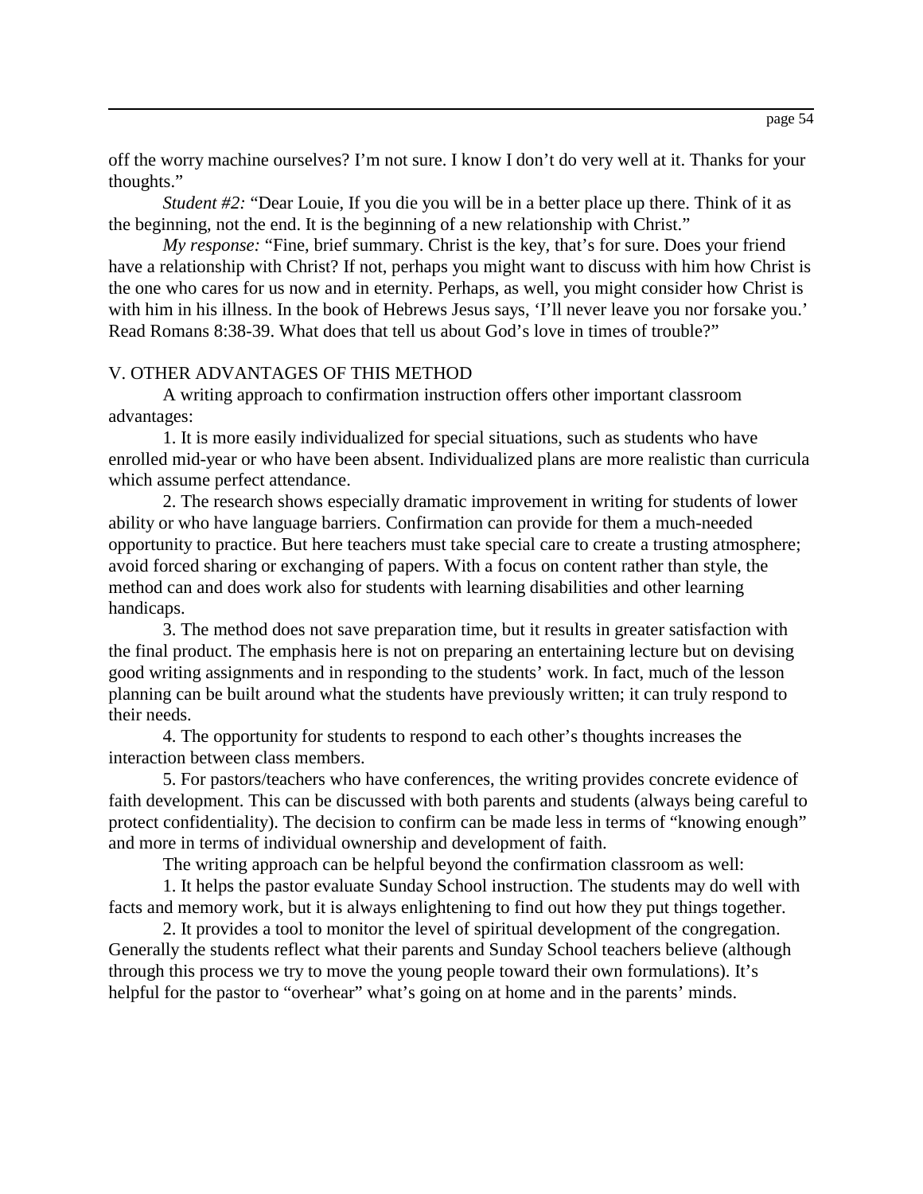off the worry machine ourselves? I'm not sure. I know I don't do very well at it. Thanks for your thoughts."

*Student #2:* "Dear Louie, If you die you will be in a better place up there. Think of it as the beginning, not the end. It is the beginning of a new relationship with Christ."

*My response:* "Fine, brief summary. Christ is the key, that's for sure. Does your friend have a relationship with Christ? If not, perhaps you might want to discuss with him how Christ is the one who cares for us now and in eternity. Perhaps, as well, you might consider how Christ is with him in his illness. In the book of Hebrews Jesus says, 'I'll never leave you nor forsake you.' Read Romans 8:38-39. What does that tell us about God's love in times of trouble?"

## V. OTHER ADVANTAGES OF THIS METHOD

A writing approach to confirmation instruction offers other important classroom advantages:

1. It is more easily individualized for special situations, such as students who have enrolled mid-year or who have been absent. Individualized plans are more realistic than curricula which assume perfect attendance.

2. The research shows especially dramatic improvement in writing for students of lower ability or who have language barriers. Confirmation can provide for them a much-needed opportunity to practice. But here teachers must take special care to create a trusting atmosphere; avoid forced sharing or exchanging of papers. With a focus on content rather than style, the method can and does work also for students with learning disabilities and other learning handicaps.

3. The method does not save preparation time, but it results in greater satisfaction with the final product. The emphasis here is not on preparing an entertaining lecture but on devising good writing assignments and in responding to the students' work. In fact, much of the lesson planning can be built around what the students have previously written; it can truly respond to their needs.

4. The opportunity for students to respond to each other's thoughts increases the interaction between class members.

5. For pastors/teachers who have conferences, the writing provides concrete evidence of faith development. This can be discussed with both parents and students (always being careful to protect confidentiality). The decision to confirm can be made less in terms of "knowing enough" and more in terms of individual ownership and development of faith.

The writing approach can be helpful beyond the confirmation classroom as well:

1. It helps the pastor evaluate Sunday School instruction. The students may do well with facts and memory work, but it is always enlightening to find out how they put things together.

2. It provides a tool to monitor the level of spiritual development of the congregation. Generally the students reflect what their parents and Sunday School teachers believe (although through this process we try to move the young people toward their own formulations). It's helpful for the pastor to "overhear" what's going on at home and in the parents' minds.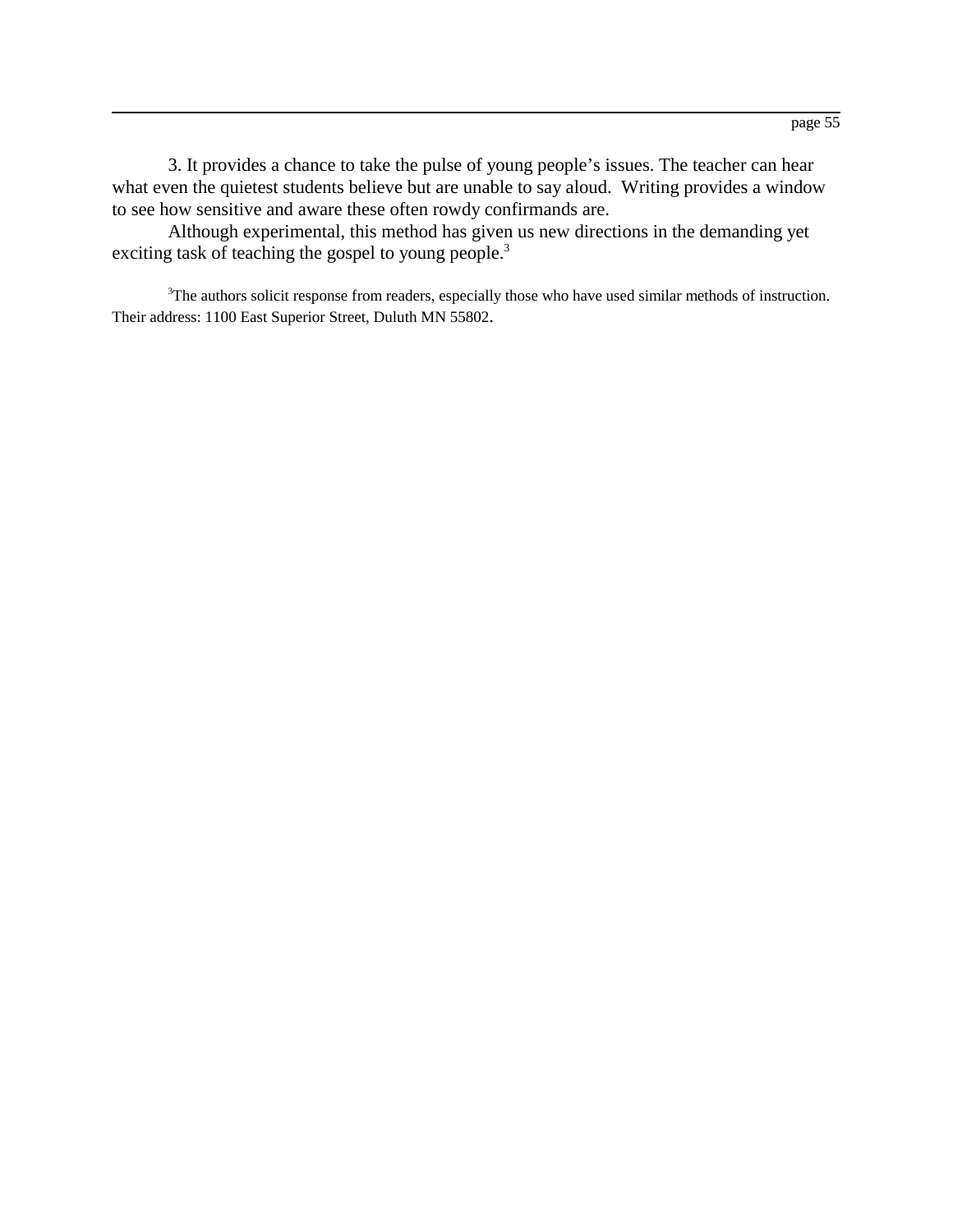3. It provides a chance to take the pulse of young people's issues. The teacher can hear what even the quietest students believe but are unable to say aloud. Writing provides a window to see how sensitive and aware these often rowdy confirmands are.

Although experimental, this method has given us new directions in the demanding yet exciting task of teaching the gospel to young people.[3]

[3]The authors solicit response from readers, especially those who have used similar methods of instruction. Their address: 1100 East Superior Street, Duluth MN 55802.